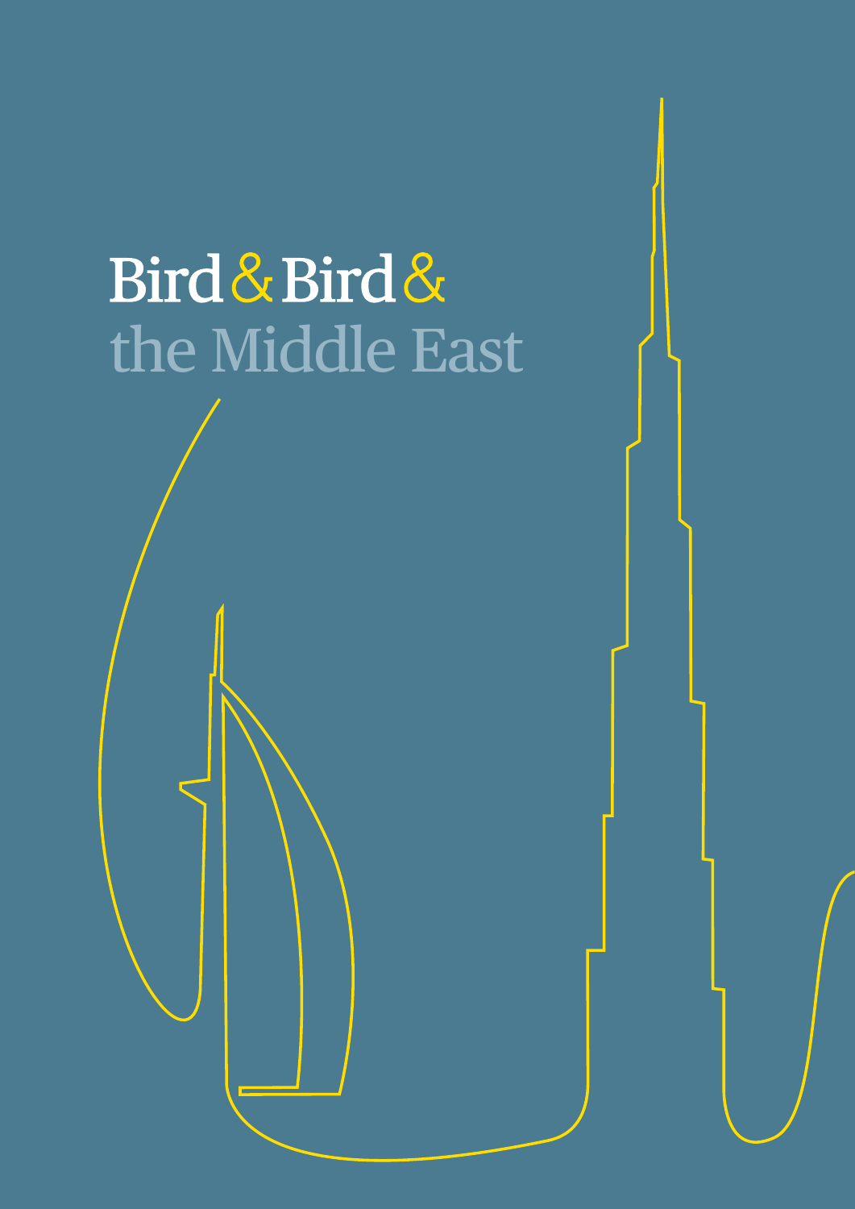# Bird & Bird & the Middle East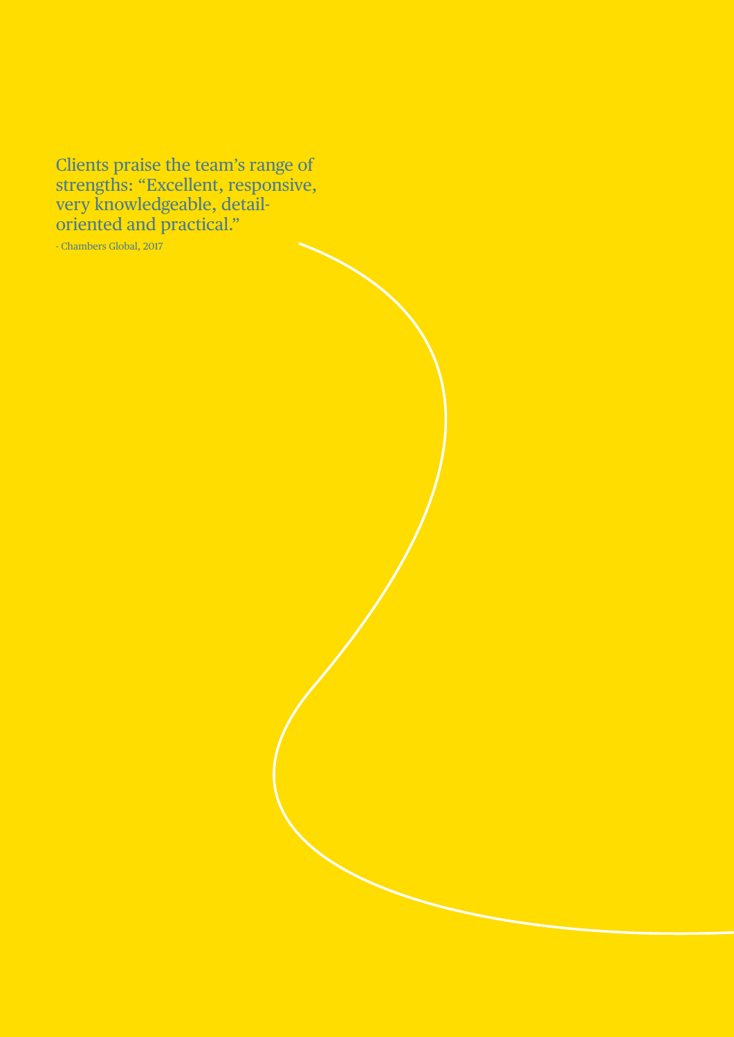Clients praise the team's range of strengths: "Excellent, responsive, very knowledgeable, detail-oriented and practical."

- Chambers Global, 2017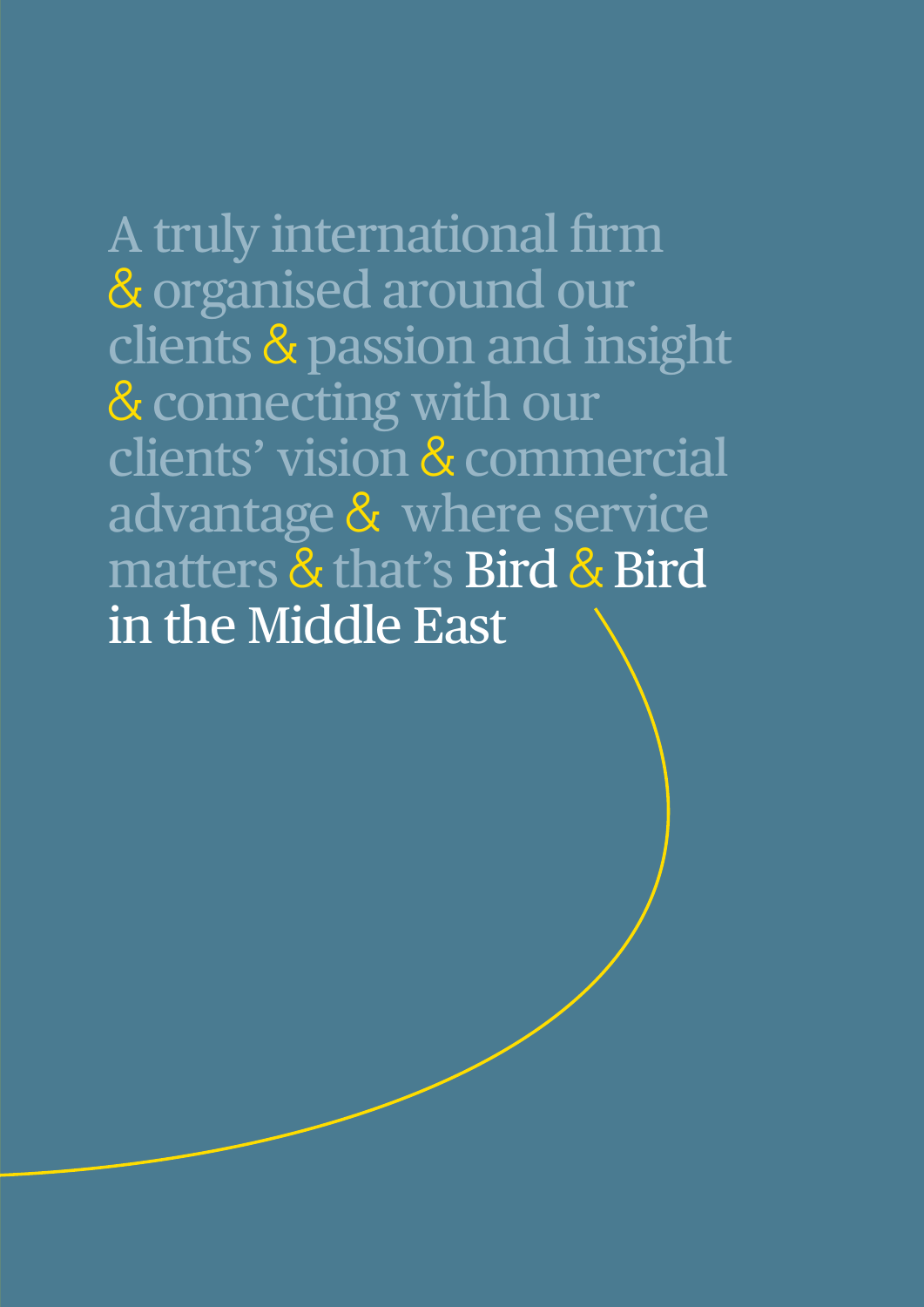A truly international firm & organised around our clients & passion and insight & connecting with our clients' vision & commercial advantage & where service matters & that's Bird & Bird in the Middle East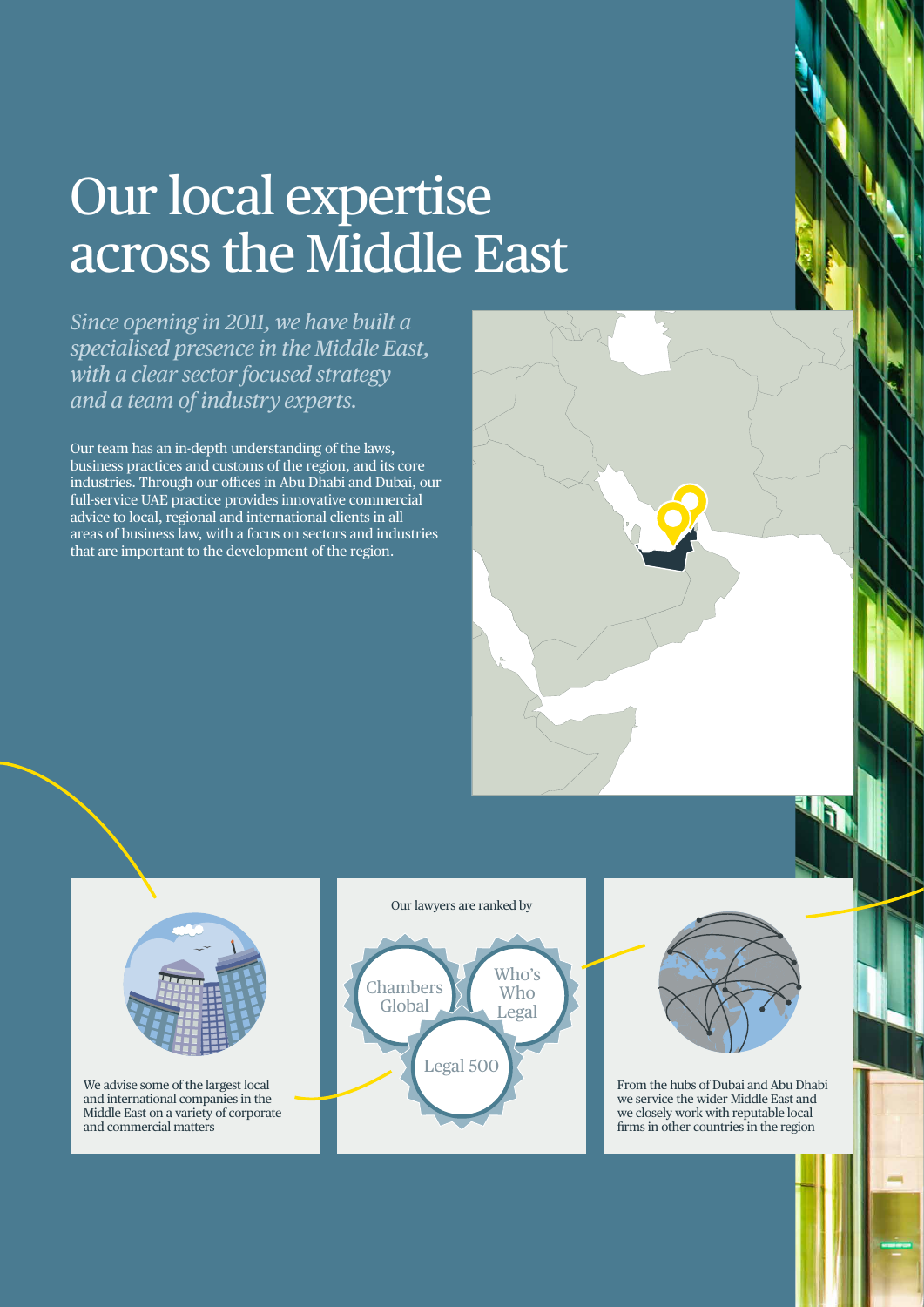# Our local expertise across the Middle East

*Since opening in 2011, we have built a specialised presence in the Middle East, with a clear sector focused strategy and a team of industry experts.*

Our team has an in-depth understanding of the laws, business practices and customs of the region, and its core industries. Through our offices in Abu Dhabi and Dubai, our full-service UAE practice provides innovative commercial advice to local, regional and international clients in all areas of business law, with a focus on sectors and industries that are important to the development of the region.

We advise some of the largest local and international companies in the Middle East on a variety of corporate and commercial matters

Our lawyers are ranked by

- Chambers Global
- Who's Who Legal
- Legal 500

From the hubs of Dubai and Abu Dhabi we service the wider Middle East and we closely work with reputable local firms in other countries in the region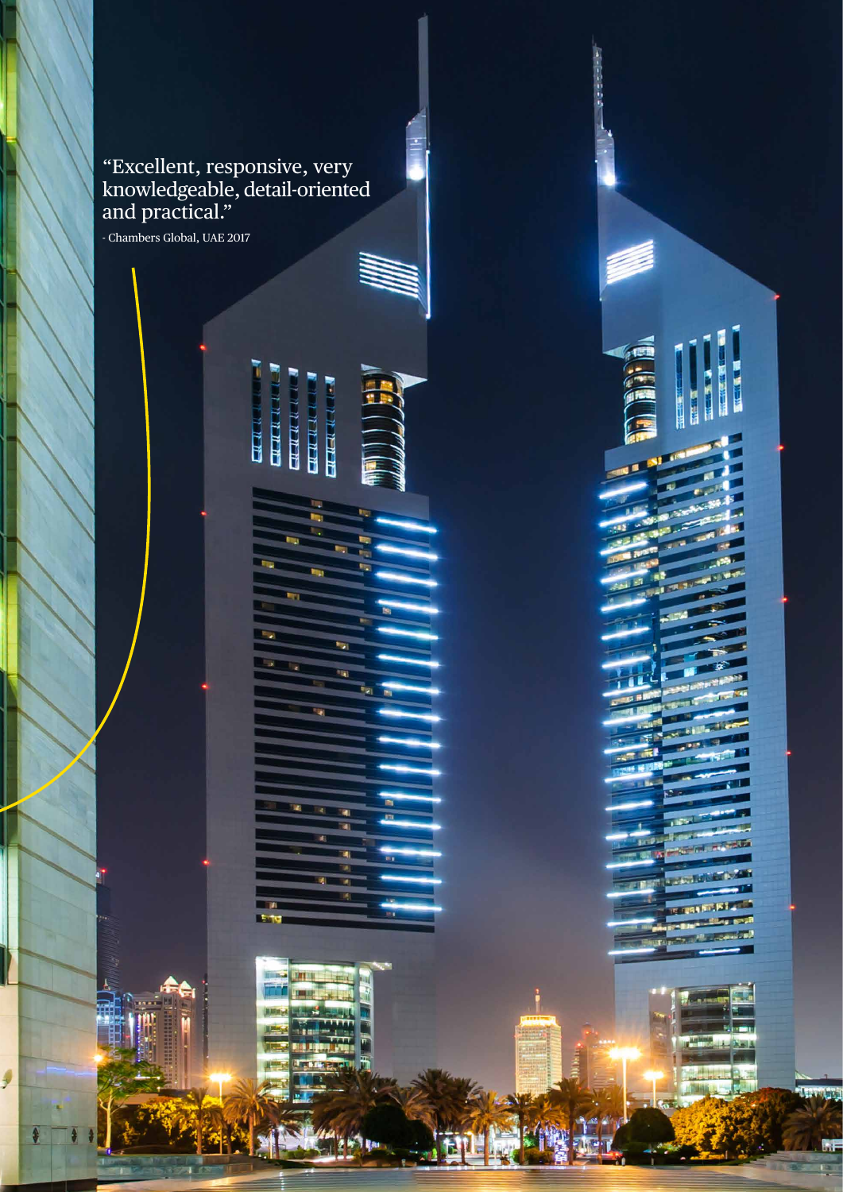"Excellent, responsive, very knowledgeable, detail-oriented and practical."

- Chambers Global, UAE 2017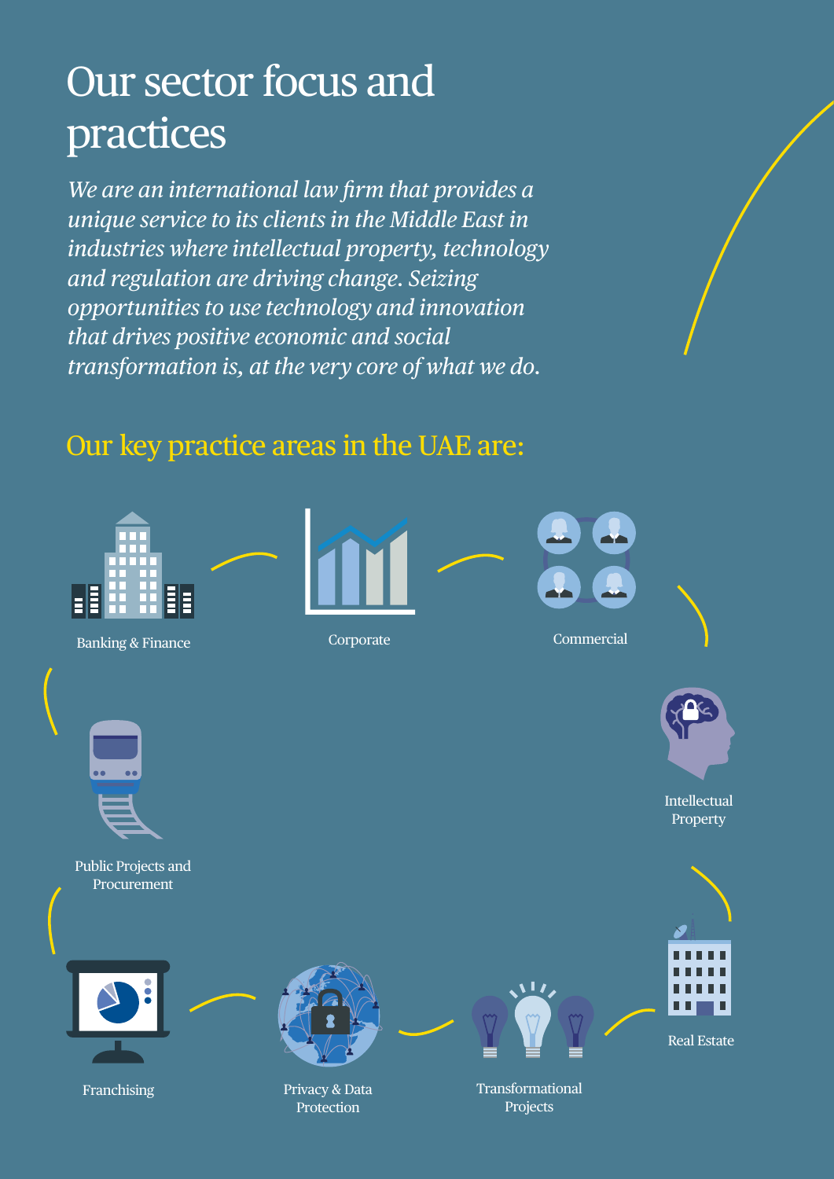# Our sector focus and practices

*We are an international law firm that provides a unique service to its clients in the Middle East in industries where intellectual property, technology and regulation are driving change. Seizing opportunities to use technology and innovation that drives positive economic and social transformation is, at the very core of what we do.*

## Our key practice areas in the UAE are:

- Banking & Finance
- Corporate
- Commercial
- Intellectual Property
- Real Estate
- Transformational Projects
- Privacy & Data Protection
- Franchising
- Public Projects and Procurement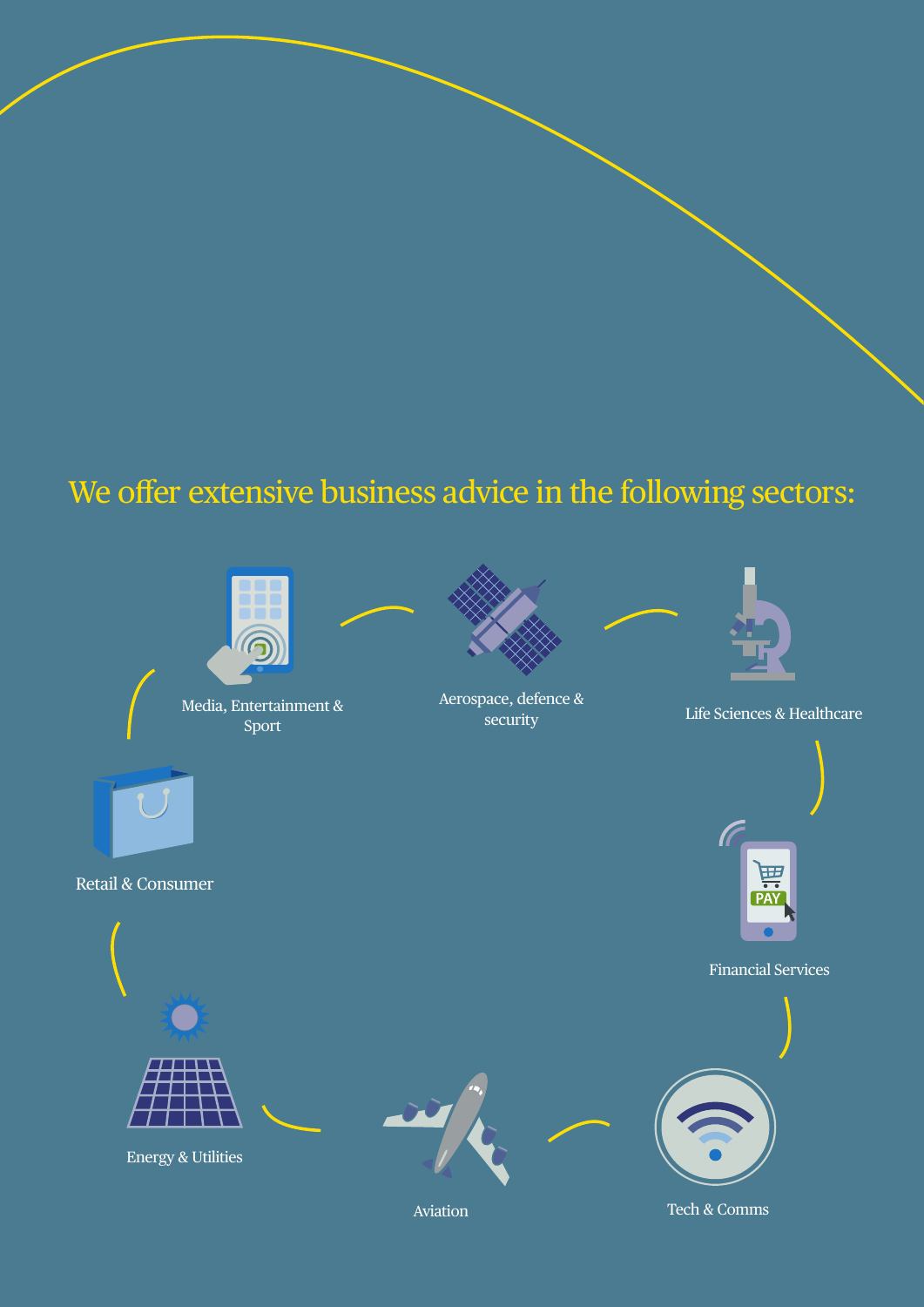## We offer extensive business advice in the following sectors:

- Media, Entertainment & Sport
- Aerospace, defence & security
- Life Sciences & Healthcare
- Financial Services
- Tech & Comms
- Aviation
- Energy & Utilities
- Retail & Consumer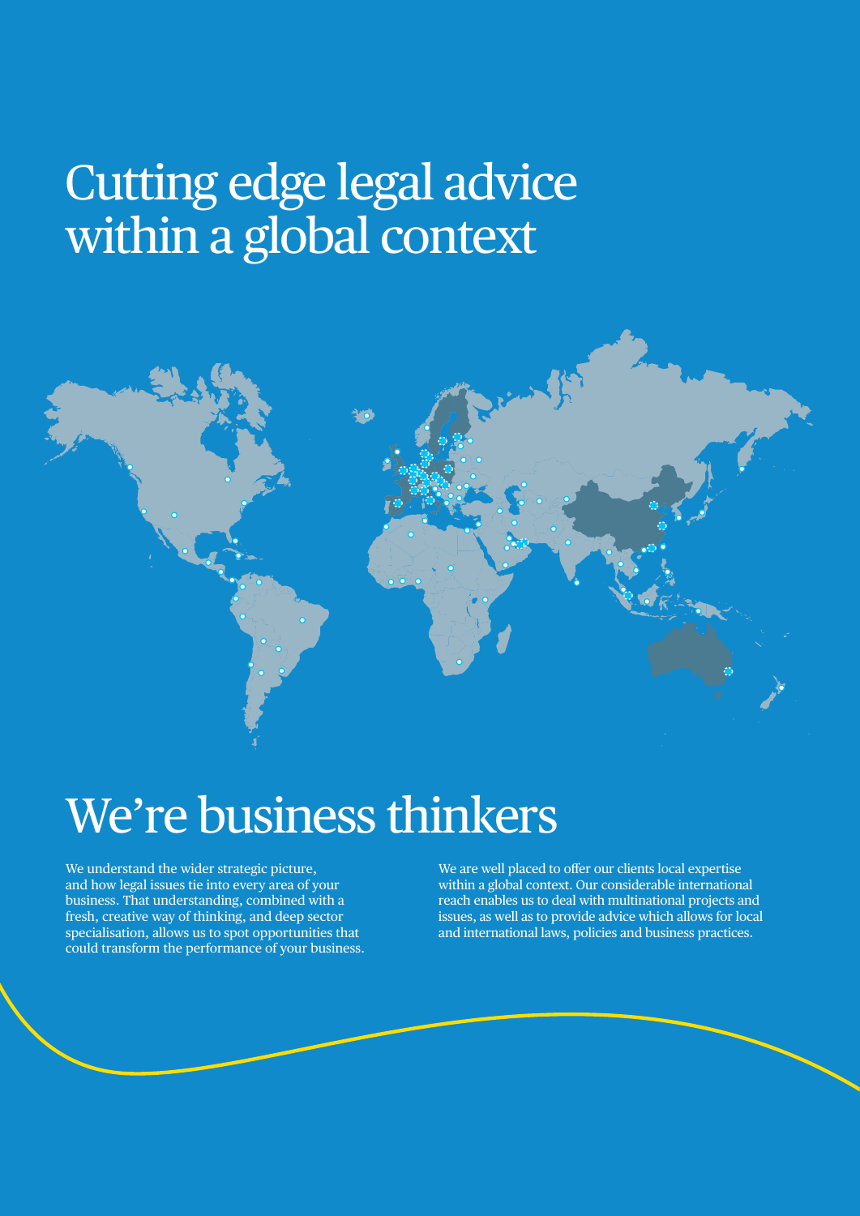# Cutting edge legal advice within a global context

# We're business thinkers

We understand the wider strategic picture, and how legal issues tie into every area of your business. That understanding, combined with a fresh, creative way of thinking, and deep sector specialisation, allows us to spot opportunities that could transform the performance of your business.

We are well placed to offer our clients local expertise within a global context. Our considerable international reach enables us to deal with multinational projects and issues, as well as to provide advice which allows for local and international laws, policies and business practices.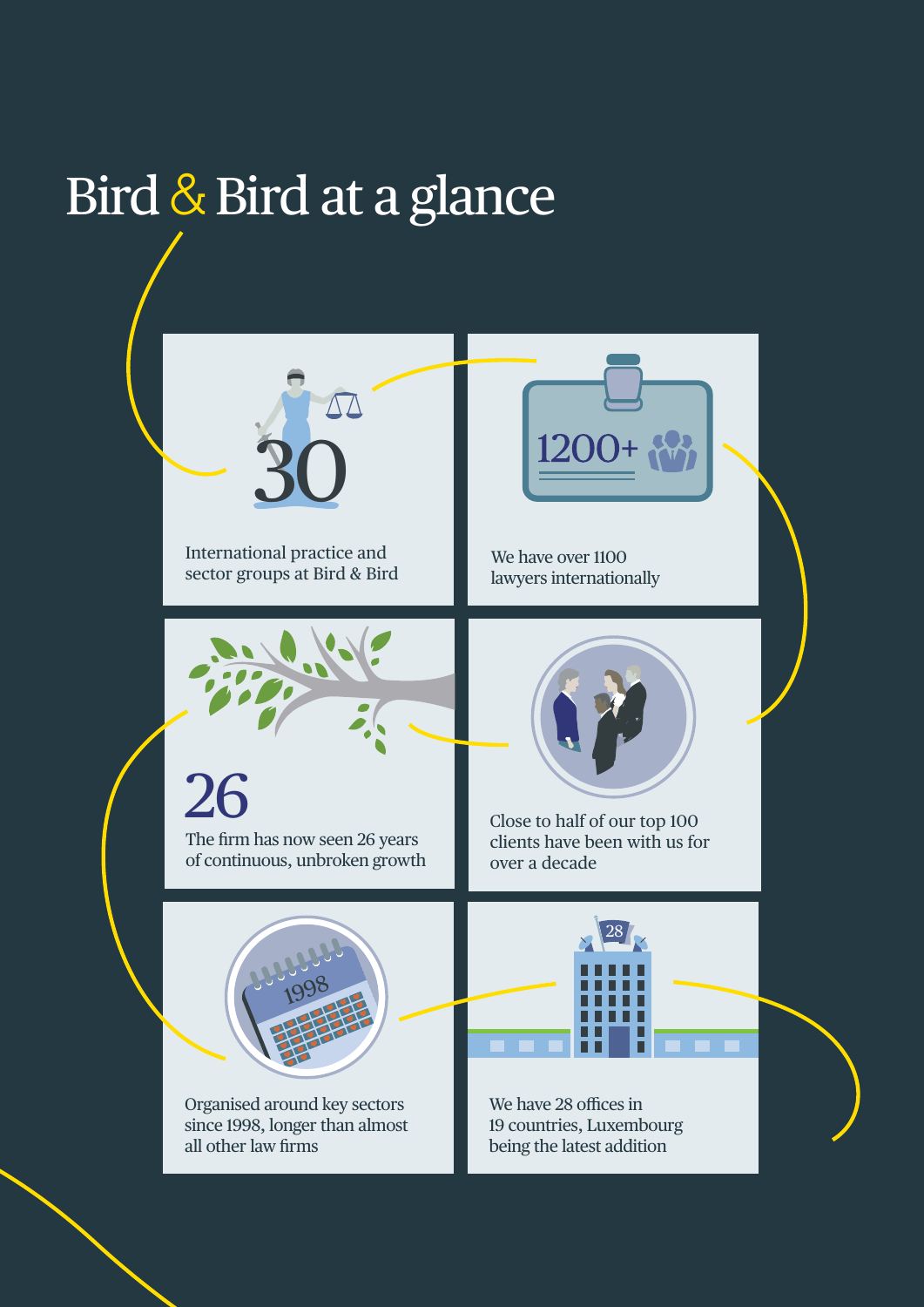# Bird & Bird at a glance

30

International practice and sector groups at Bird & Bird

1200+

We have over 1100 lawyers internationally

26

The firm has now seen 26 years of continuous, unbroken growth

Close to half of our top 100 clients have been with us for over a decade

1998

Organised around key sectors since 1998, longer than almost all other law firms

28

We have 28 offices in 19 countries, Luxembourg being the latest addition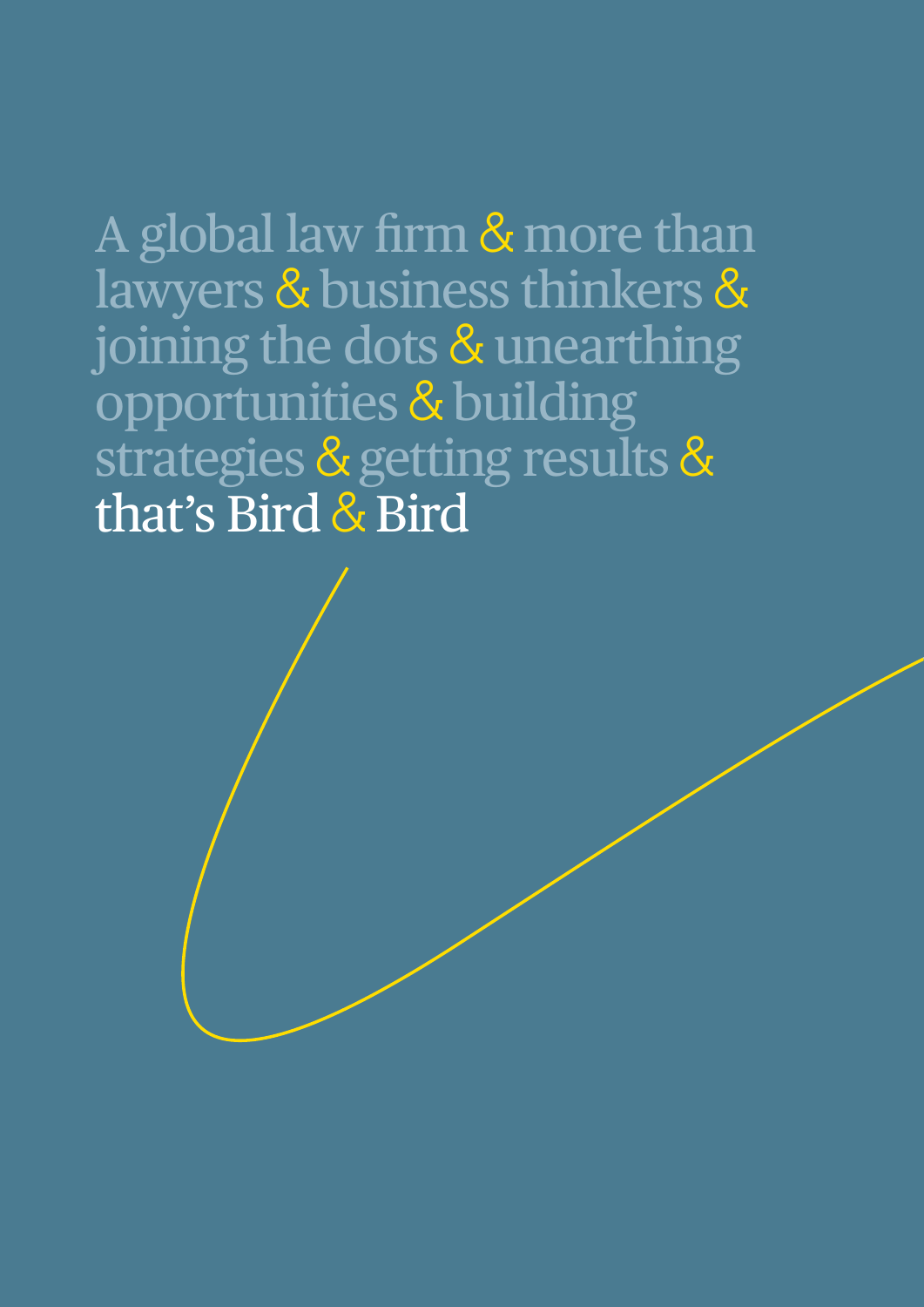A global law firm & more than lawyers & business thinkers & joining the dots & unearthing opportunities & building strategies & getting results & that's Bird & Bird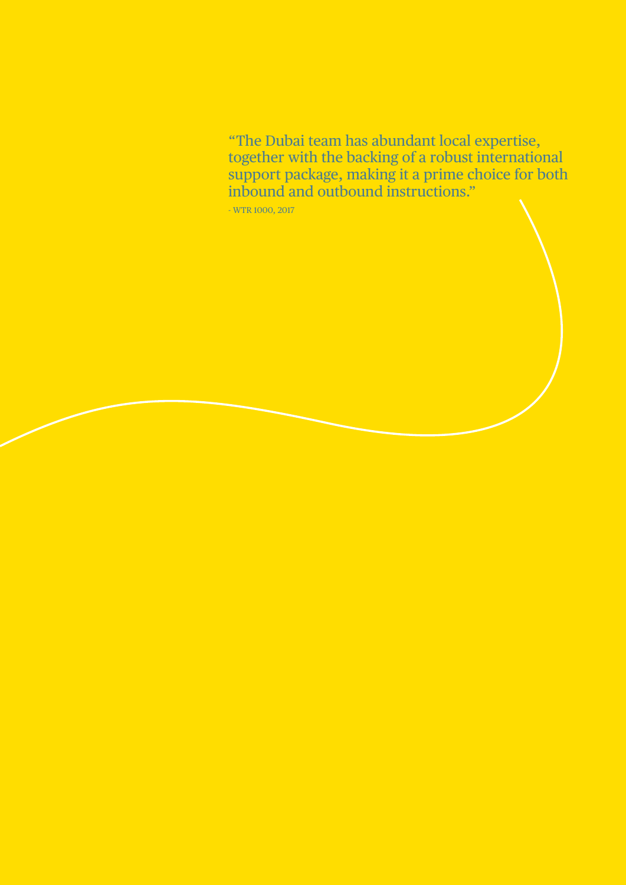"The Dubai team has abundant local expertise, together with the backing of a robust international support package, making it a prime choice for both inbound and outbound instructions."

- WTR 1000, 2017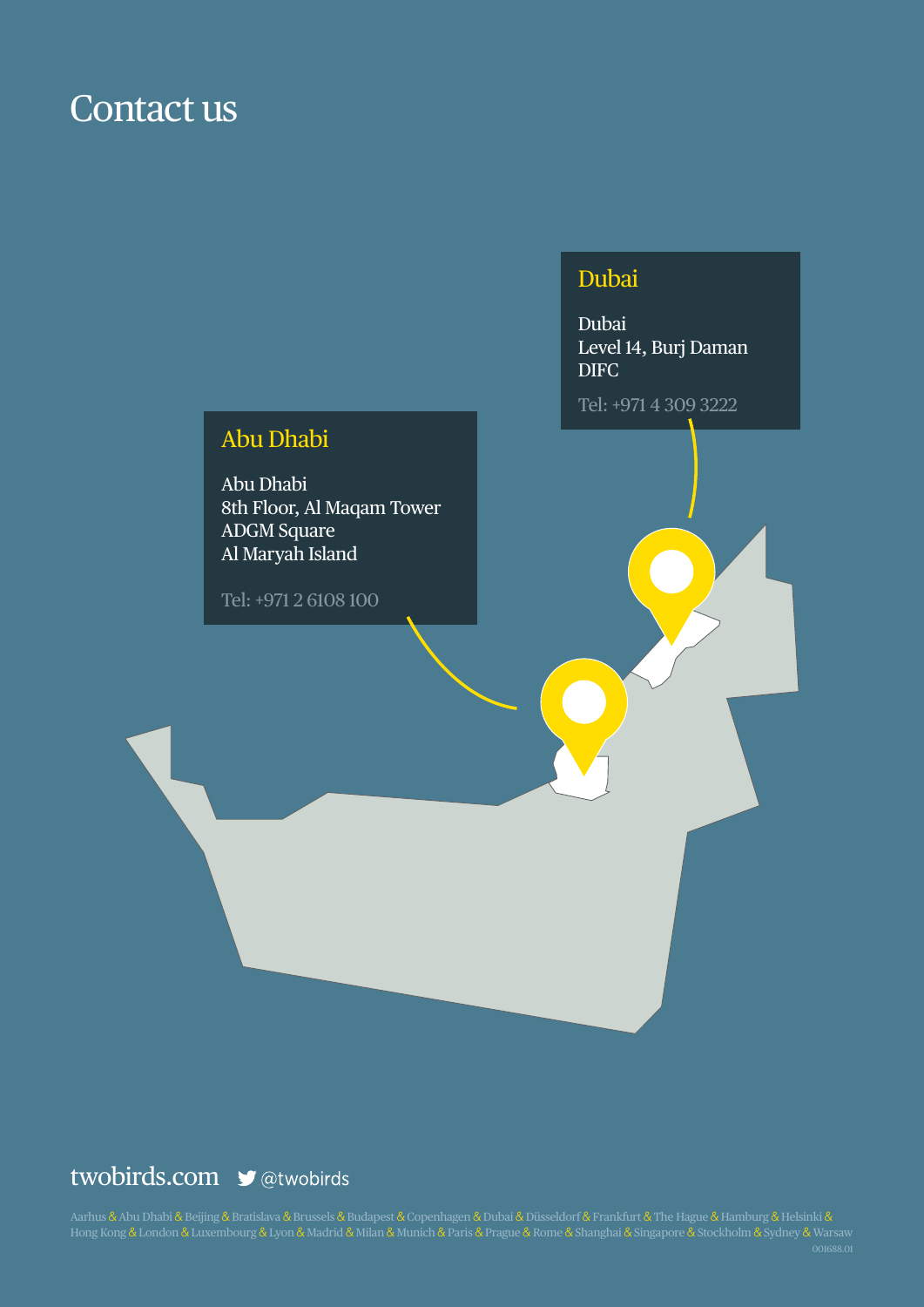# Contact us

## Dubai

Dubai
Level 14, Burj Daman
DIFC

Tel: +971 4 309 3222

## Abu Dhabi

Abu Dhabi
8th Floor, Al Maqam Tower
ADGM Square
Al Maryah Island

Tel: +971 2 6108 100

twobirds.com @twobirds

Aarhus & Abu Dhabi & Beijing & Bratislava & Brussels & Budapest & Copenhagen & Dubai & Düsseldorf & Frankfurt & The Hague & Hamburg & Helsinki & Hong Kong & London & Luxembourg & Lyon & Madrid & Milan & Munich & Paris & Prague & Rome & Shanghai & Singapore & Stockholm & Sydney & Warsaw

001688.01